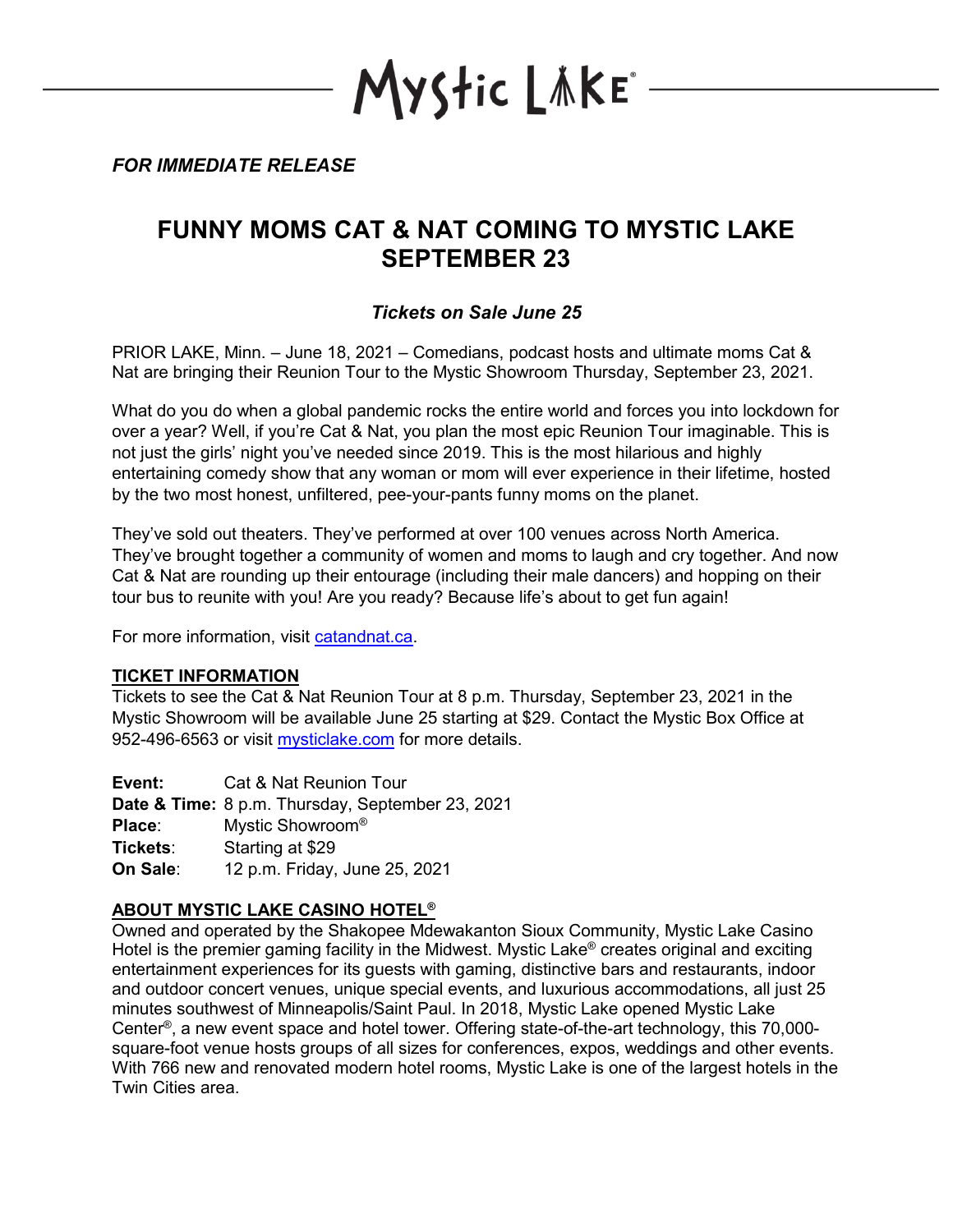Mystic Lake®

*FOR IMMEDIATE RELEASE*

# FUNNY MOMS CAT & NAT COMING TO MYSTIC LAKE SEPTEMBER 23

### *Tickets on Sale June 25*

PRIOR LAKE, Minn. – June 18, 2021 – Comedians, podcast hosts and ultimate moms Cat & Nat are bringing their Reunion Tour to the Mystic Showroom Thursday, September 23, 2021.

What do you do when a global pandemic rocks the entire world and forces you into lockdown for over a year? Well, if you're Cat & Nat, you plan the most epic Reunion Tour imaginable. This is not just the girls' night you've needed since 2019. This is the most hilarious and highly entertaining comedy show that any woman or mom will ever experience in their lifetime, hosted by the two most honest, unfiltered, pee-your-pants funny moms on the planet.

They've sold out theaters. They've performed at over 100 venues across North America. They've brought together a community of women and moms to laugh and cry together. And now Cat & Nat are rounding up their entourage (including their male dancers) and hopping on their tour bus to reunite with you! Are you ready? Because life's about to get fun again!

For more information, visit [catandnat.ca](catandnat.ca).

**TICKET INFORMATION**

Tickets to see the Cat & Nat Reunion Tour at 8 p.m. Thursday, September 23, 2021 in the Mystic Showroom will be available June 25 starting at $29. Contact the Mystic Box Office at 952-496-6563 or visit [mysticlake.com](mysticlake.com) for more details.

**Event:** Cat & Nat Reunion Tour
**Date & Time:** 8 p.m. Thursday, September 23, 2021
**Place:** Mystic Showroom®
**Tickets:** Starting at $29
**On Sale:** 12 p.m. Friday, June 25, 2021

**ABOUT MYSTIC LAKE CASINO HOTEL®**

Owned and operated by the Shakopee Mdewakanton Sioux Community, Mystic Lake Casino Hotel is the premier gaming facility in the Midwest. Mystic Lake® creates original and exciting entertainment experiences for its guests with gaming, distinctive bars and restaurants, indoor and outdoor concert venues, unique special events, and luxurious accommodations, all just 25 minutes southwest of Minneapolis/Saint Paul. In 2018, Mystic Lake opened Mystic Lake Center®, a new event space and hotel tower. Offering state-of-the-art technology, this 70,000-square-foot venue hosts groups of all sizes for conferences, expos, weddings and other events. With 766 new and renovated modern hotel rooms, Mystic Lake is one of the largest hotels in the Twin Cities area.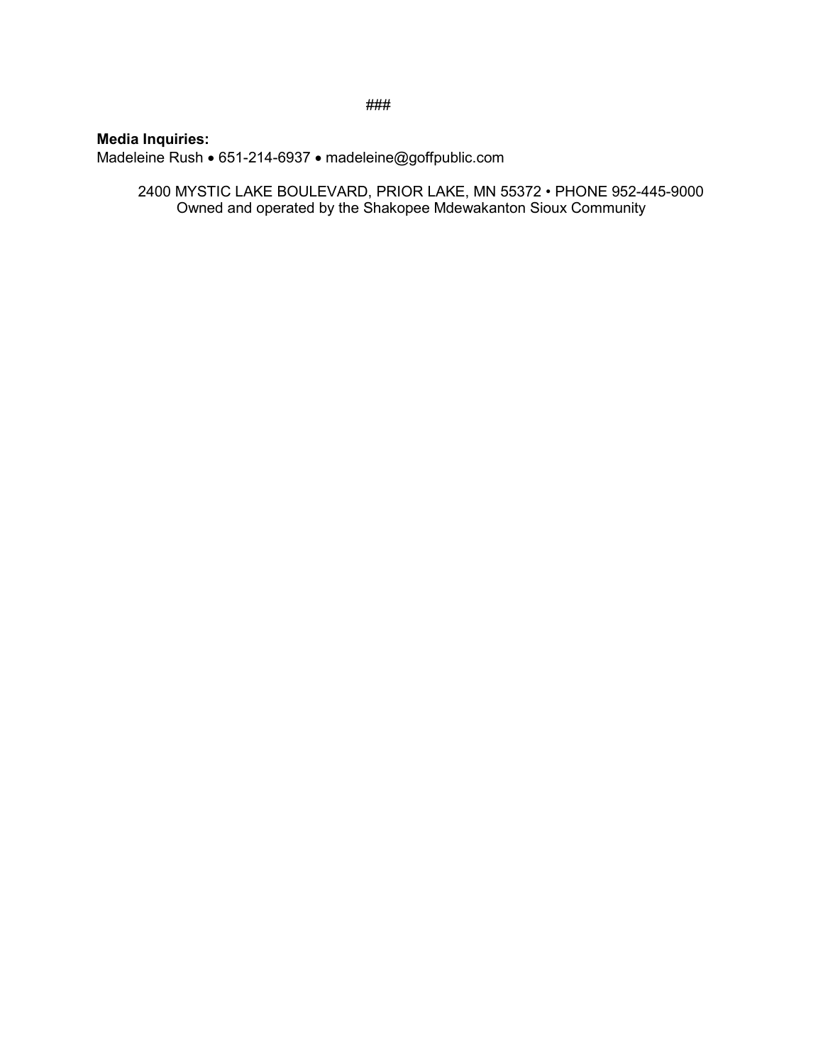###

**Media Inquiries:**
Madeleine Rush • 651-214-6937 • madeleine@goffpublic.com

2400 MYSTIC LAKE BOULEVARD, PRIOR LAKE, MN 55372 • PHONE 952-445-9000
Owned and operated by the Shakopee Mdewakanton Sioux Community